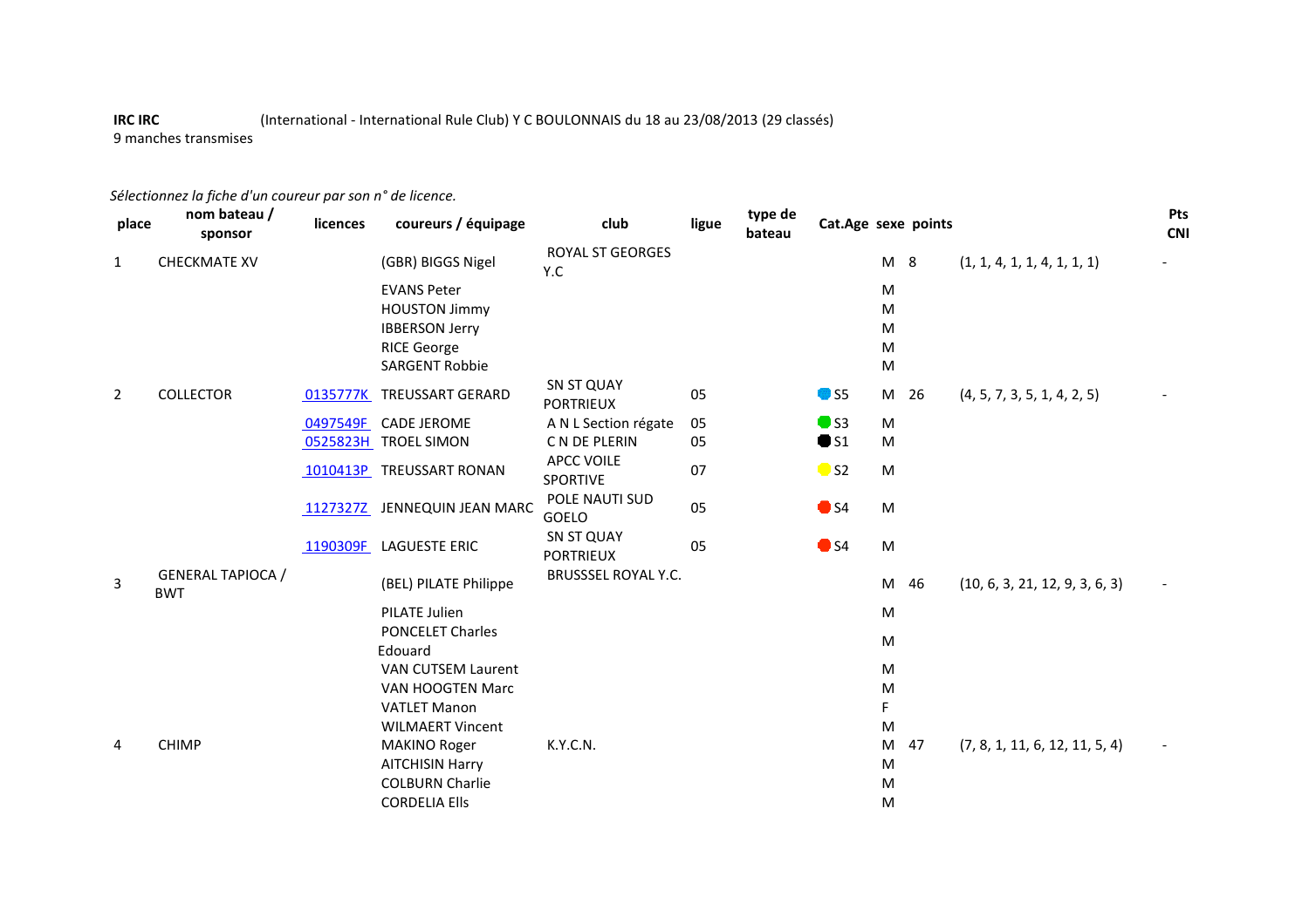**IRC IRC** (International - International Rule Club) Y C BOULONNAIS du 18 au 23/08/2013 (29 classés)
9 manches transmises

*Sélectionnez la fiche d'un coureur par son n° de licence.*

| place | nom bateau / sponsor | licences | coureurs / équipage | club | ligue | type de bateau | Cat.Age | sexe | points | | Pts CNI |
|---|---|---|---|---|---|---|---|---|---|---|---|
| 1 | CHECKMATE XV | | (GBR) BIGGS Nigel | ROYAL ST GEORGES Y.C | | | | M | 8 | (1, 1, 4, 1, 1, 4, 1, 1, 1) | - |
| | | | EVANS Peter | | | | | M | | | |
| | | | HOUSTON Jimmy | | | | | M | | | |
| | | | IBBERSON Jerry | | | | | M | | | |
| | | | RICE George | | | | | M | | | |
| | | | SARGENT Robbie | | | | | M | | | |
| 2 | COLLECTOR | 0135777K | TREUSSART GERARD | SN ST QUAY PORTRIEUX | 05 | | S5 | M | 26 | (4, 5, 7, 3, 5, 1, 4, 2, 5) | - |
| | | 0497549F | CADE JEROME | A N L Section régate | 05 | | S3 | M | | | |
| | | 0525823H | TROEL SIMON | C N DE PLERIN | 05 | | S1 | M | | | |
| | | 1010413P | TREUSSART RONAN | APCC VOILE SPORTIVE | 07 | | S2 | M | | | |
| | | 1127327Z | JENNEQUIN JEAN MARC | POLE NAUTI SUD GOELO | 05 | | S4 | M | | | |
| | | 1190309F | LAGUESTE ERIC | SN ST QUAY PORTRIEUX | 05 | | S4 | M | | | |
| 3 | GENERAL TAPIOCA / BWT | | (BEL) PILATE Philippe | BRUSSSEL ROYAL Y.C. | | | | M | 46 | (10, 6, 3, 21, 12, 9, 3, 6, 3) | - |
| | | | PILATE Julien | | | | | M | | | |
| | | | PONCELET Charles Edouard | | | | | M | | | |
| | | | VAN CUTSEM Laurent | | | | | M | | | |
| | | | VAN HOOGTEN Marc | | | | | M | | | |
| | | | VATLET Manon | | | | | F | | | |
| | | | WILMAERT Vincent | | | | | M | | | |
| 4 | CHIMP | | MAKINO Roger | K.Y.C.N. | | | | M | 47 | (7, 8, 1, 11, 6, 12, 11, 5, 4) | - |
| | | | AITCHISIN Harry | | | | | M | | | |
| | | | COLBURN Charlie | | | | | M | | | |
| | | | CORDELIA Ells | | | | | M | | | |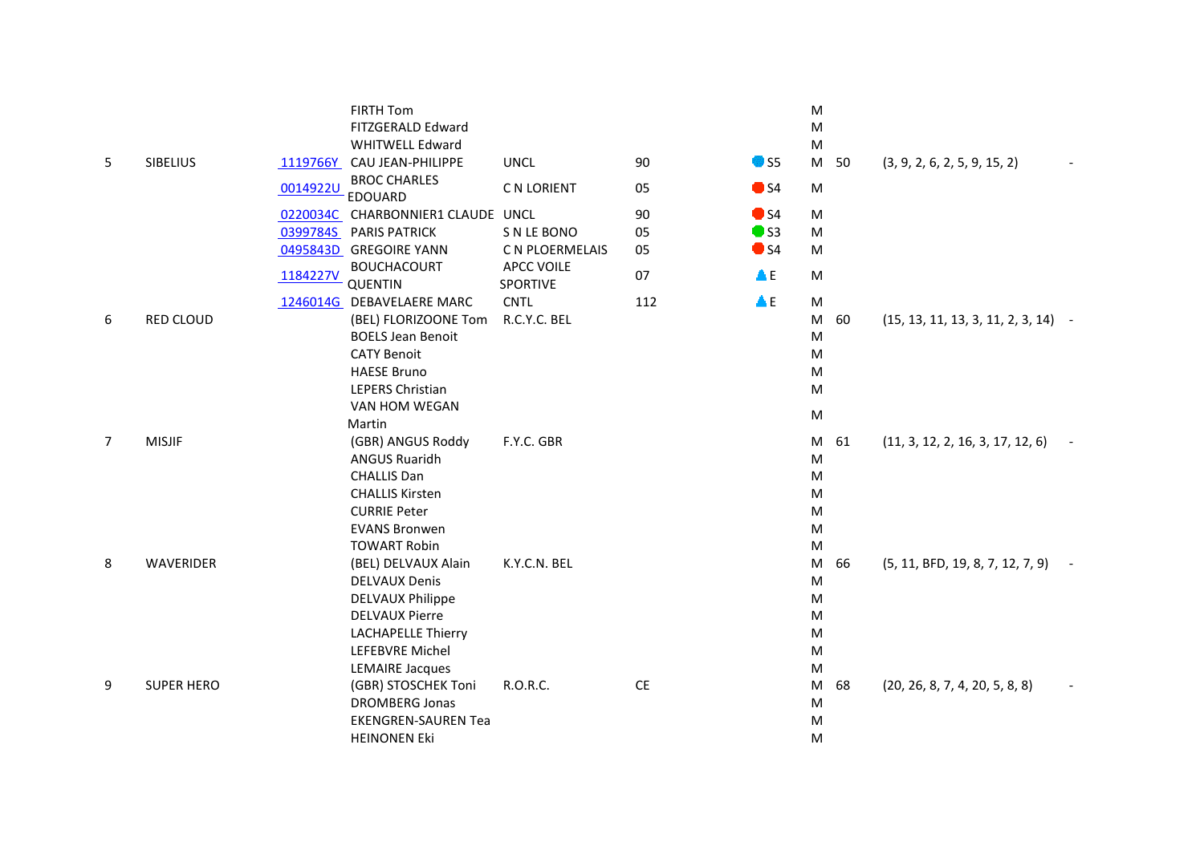| | | | | | | | | | | |
|---|---|---|---|---|---|---|---|---|---|---|
| | | | FIRTH Tom | | | | M | | | |
| | | | FITZGERALD Edward | | | | M | | | |
| | | | WHITWELL Edward | | | | M | | | |
| 5 | SIBELIUS | 1119766Y | CAU JEAN-PHILIPPE | UNCL | 90 | S5 | M | 50 | (3, 9, 2, 6, 2, 5, 9, 15, 2) | - |
| | | 0014922U | BROC CHARLES EDOUARD | C N LORIENT | 05 | S4 | M | | | |
| | | 0220034C | CHARBONNIER1 CLAUDE | UNCL | 90 | S4 | M | | | |
| | | 0399784S | PARIS PATRICK | S N LE BONO | 05 | S3 | M | | | |
| | | 0495843D | GREGOIRE YANN | C N PLOERMELAIS | 05 | S4 | M | | | |
| | | 1184227V | BOUCHACOURT QUENTIN | APCC VOILE SPORTIVE | 07 | E | M | | | |
| | | 1246014G | DEBAVELAERE MARC | CNTL | 112 | E | M | | | |
| 6 | RED CLOUD | | (BEL) FLORIZOONE Tom | R.C.Y.C. BEL | | | M | 60 | (15, 13, 11, 13, 3, 11, 2, 3, 14) | - |
| | | | BOELS Jean Benoit | | | | M | | | |
| | | | CATY Benoit | | | | M | | | |
| | | | HAESE Bruno | | | | M | | | |
| | | | LEPERS Christian | | | | M | | | |
| | | | VAN HOM WEGAN Martin | | | | M | | | |
| 7 | MISJIF | | (GBR) ANGUS Roddy | F.Y.C. GBR | | | M | 61 | (11, 3, 12, 2, 16, 3, 17, 12, 6) | - |
| | | | ANGUS Ruaridh | | | | M | | | |
| | | | CHALLIS Dan | | | | M | | | |
| | | | CHALLIS Kirsten | | | | M | | | |
| | | | CURRIE Peter | | | | M | | | |
| | | | EVANS Bronwen | | | | M | | | |
| | | | TOWART Robin | | | | M | | | |
| 8 | WAVERIDER | | (BEL) DELVAUX Alain | K.Y.C.N. BEL | | | M | 66 | (5, 11, BFD, 19, 8, 7, 12, 7, 9) | - |
| | | | DELVAUX Denis | | | | M | | | |
| | | | DELVAUX Philippe | | | | M | | | |
| | | | DELVAUX Pierre | | | | M | | | |
| | | | LACHAPELLE Thierry | | | | M | | | |
| | | | LEFEBVRE Michel | | | | M | | | |
| | | | LEMAIRE Jacques | | | | M | | | |
| 9 | SUPER HERO | | (GBR) STOSCHEK Toni | R.O.R.C. | CE | | M | 68 | (20, 26, 8, 7, 4, 20, 5, 8, 8) | - |
| | | | DROMBERG Jonas | | | | M | | | |
| | | | EKENGREN-SAUREN Tea | | | | M | | | |
| | | | HEINONEN Eki | | | | M | | | |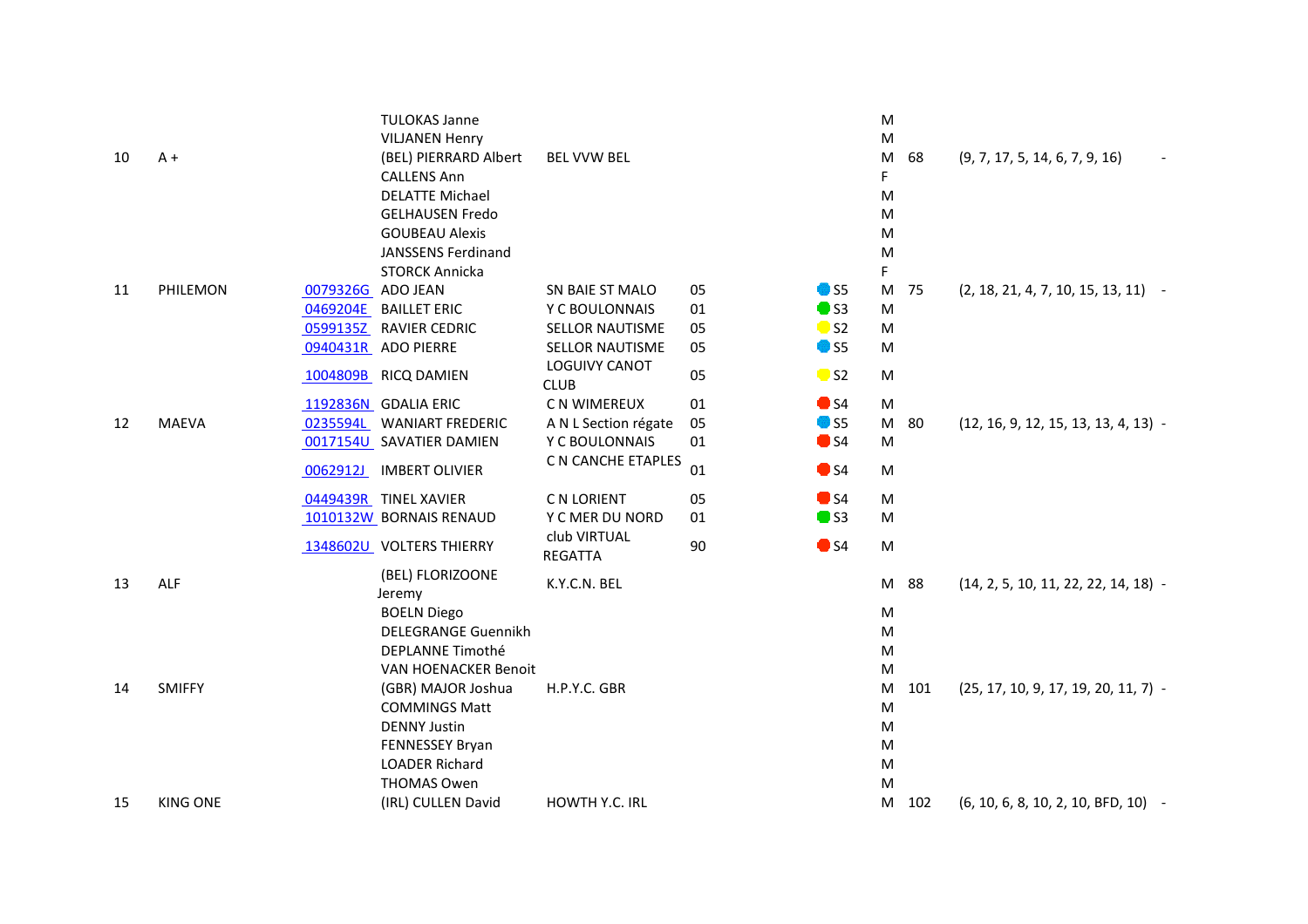| Rank | Boat | Licence | Name | Club | Ligue | Cat. | Sex | Pts | Results | |
|---|---|---|---|---|---|---|---|---|---|---|
| | | | TULOKAS Janne | | | | M | | | |
| | | | VILJANEN Henry | | | | M | | | |
| 10 | A + | | (BEL) PIERRARD Albert | BEL VVW BEL | | | M | 68 | (9, 7, 17, 5, 14, 6, 7, 9, 16) | - |
| | | | CALLENS Ann | | | | F | | | |
| | | | DELATTE Michael | | | | M | | | |
| | | | GELHAUSEN Fredo | | | | M | | | |
| | | | GOUBEAU Alexis | | | | M | | | |
| | | | JANSSENS Ferdinand | | | | M | | | |
| | | | STORCK Annicka | | | | F | | | |
| 11 | PHILEMON | 0079326G | ADO JEAN | SN BAIE ST MALO | 05 | S5 | M | 75 | (2, 18, 21, 4, 7, 10, 15, 13, 11) | - |
| | | 0469204E | BAILLET ERIC | Y C BOULONNAIS | 01 | S3 | M | | | |
| | | 0599135Z | RAVIER CEDRIC | SELLOR NAUTISME | 05 | S2 | M | | | |
| | | 0940431R | ADO PIERRE | SELLOR NAUTISME | 05 | S5 | M | | | |
| | | 1004809B | RICQ DAMIEN | LOGUIVY CANOT CLUB | 05 | S2 | M | | | |
| | | 1192836N | GDALIA ERIC | C N WIMEREUX | 01 | S4 | M | | | |
| 12 | MAEVA | 0235594L | WANIART FREDERIC | A N L Section régate | 05 | S5 | M | 80 | (12, 16, 9, 12, 15, 13, 13, 4, 13) | - |
| | | 0017154U | SAVATIER DAMIEN | Y C BOULONNAIS | 01 | S4 | M | | | |
| | | 0062912J | IMBERT OLIVIER | C N CANCHE ETAPLES | 01 | S4 | M | | | |
| | | 0449439R | TINEL XAVIER | C N LORIENT | 05 | S4 | M | | | |
| | | 1010132W | BORNAIS RENAUD | Y C MER DU NORD | 01 | S3 | M | | | |
| | | 1348602U | VOLTERS THIERRY | club VIRTUAL REGATTA | 90 | S4 | M | | | |
| 13 | ALF | | (BEL) FLORIZOONE Jeremy | K.Y.C.N. BEL | | | M | 88 | (14, 2, 5, 10, 11, 22, 22, 14, 18) | - |
| | | | BOELN Diego | | | | M | | | |
| | | | DELEGRANGE Guennikh | | | | M | | | |
| | | | DEPLANNE Timothé | | | | M | | | |
| | | | VAN HOENACKER Benoit | | | | M | | | |
| 14 | SMIFFY | | (GBR) MAJOR Joshua | H.P.Y.C. GBR | | | M | 101 | (25, 17, 10, 9, 17, 19, 20, 11, 7) | - |
| | | | COMMINGS Matt | | | | M | | | |
| | | | DENNY Justin | | | | M | | | |
| | | | FENNESSEY Bryan | | | | M | | | |
| | | | LOADER Richard | | | | M | | | |
| | | | THOMAS Owen | | | | M | | | |
| 15 | KING ONE | | (IRL) CULLEN David | HOWTH Y.C. IRL | | | M | 102 | (6, 10, 6, 8, 10, 2, 10, BFD, 10) | - |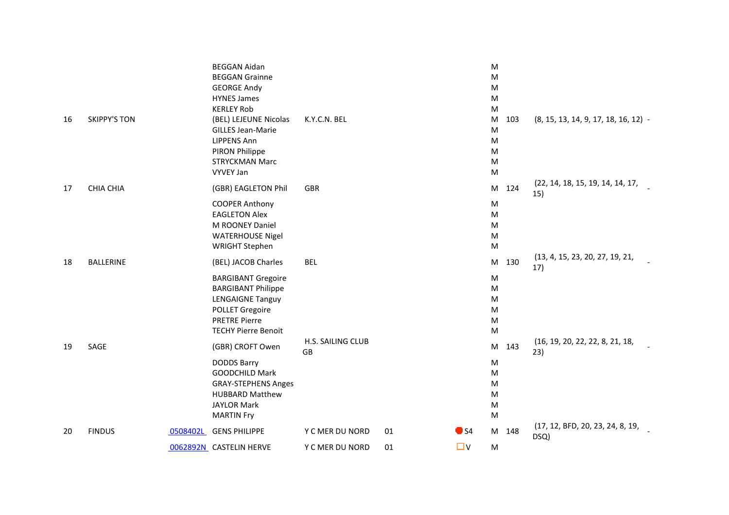| | | | | | | | | | | | |
|---|---|---|---|---|---|---|---|---|---|---|---|
| | | | BEGGAN Aidan | | | | M | | | |
| | | | BEGGAN Grainne | | | | M | | | |
| | | | GEORGE Andy | | | | M | | | |
| | | | HYNES James | | | | M | | | |
| | | | KERLEY Rob | | | | M | | | |
| 16 | SKIPPY'S TON | | (BEL) LEJEUNE Nicolas | K.Y.C.N. BEL | | | M | 103 | (8, 15, 13, 14, 9, 17, 18, 16, 12) | - |
| | | | GILLES Jean-Marie | | | | M | | | |
| | | | LIPPENS Ann | | | | M | | | |
| | | | PIRON Philippe | | | | M | | | |
| | | | STRYCKMAN Marc | | | | M | | | |
| | | | VYVEY Jan | | | | M | | | |
| 17 | CHIA CHIA | | (GBR) EAGLETON Phil | GBR | | | M | 124 | (22, 14, 18, 15, 19, 14, 14, 17, 15) | - |
| | | | COOPER Anthony | | | | M | | | |
| | | | EAGLETON Alex | | | | M | | | |
| | | | M ROONEY Daniel | | | | M | | | |
| | | | WATERHOUSE Nigel | | | | M | | | |
| | | | WRIGHT Stephen | | | | M | | | |
| 18 | BALLERINE | | (BEL) JACOB Charles | BEL | | | M | 130 | (13, 4, 15, 23, 20, 27, 19, 21, 17) | - |
| | | | BARGIBANT Gregoire | | | | M | | | |
| | | | BARGIBANT Philippe | | | | M | | | |
| | | | LENGAIGNE Tanguy | | | | M | | | |
| | | | POLLET Gregoire | | | | M | | | |
| | | | PRETRE Pierre | | | | M | | | |
| | | | TECHY Pierre Benoit | | | | M | | | |
| 19 | SAGE | | (GBR) CROFT Owen | H.S. SAILING CLUB GB | | | M | 143 | (16, 19, 20, 22, 22, 8, 21, 18, 23) | - |
| | | | DODDS Barry | | | | M | | | |
| | | | GOODCHILD Mark | | | | M | | | |
| | | | GRAY-STEPHENS Anges | | | | M | | | |
| | | | HUBBARD Matthew | | | | M | | | |
| | | | JAYLOR Mark | | | | M | | | |
| | | | MARTIN Fry | | | | M | | | |
| 20 | FINDUS | 0508402L | GENS PHILIPPE | Y C MER DU NORD | 01 | S4 | M | 148 | (17, 12, BFD, 20, 23, 24, 8, 19, DSQ) | - |
| | | 0062892N | CASTELIN HERVE | Y C MER DU NORD | 01 | V | M | | | |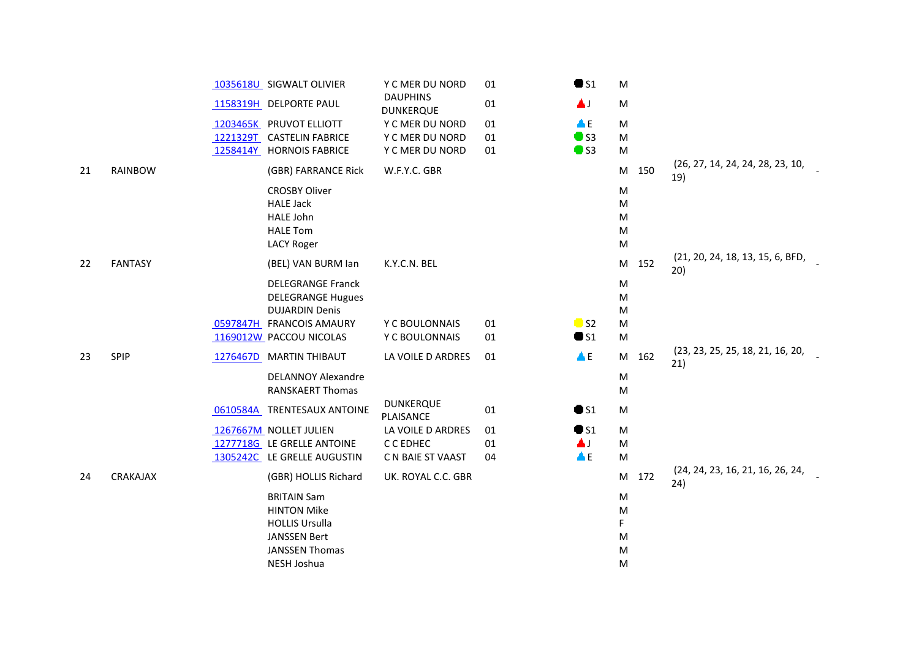| | | | | | | | | | | |
|---|---|---|---|---|---|---|---|---|---|---|
| | | 1035618U | SIGWALT OLIVIER | Y C MER DU NORD | 01 | S1 | M | | | |
| | | 1158319H | DELPORTE PAUL | DAUPHINS DUNKERQUE | 01 | J | M | | | |
| | | 1203465K | PRUVOT ELLIOTT | Y C MER DU NORD | 01 | E | M | | | |
| | | 1221329T | CASTELIN FABRICE | Y C MER DU NORD | 01 | S3 | M | | | |
| | | 1258414Y | HORNOIS FABRICE | Y C MER DU NORD | 01 | S3 | M | | | |
| 21 | RAINBOW | | (GBR) FARRANCE Rick | W.F.Y.C. GBR | | | M | 150 | (26, 27, 14, 24, 24, 28, 23, 10, 19) | - |
| | | | CROSBY Oliver | | | | M | | | |
| | | | HALE Jack | | | | M | | | |
| | | | HALE John | | | | M | | | |
| | | | HALE Tom | | | | M | | | |
| | | | LACY Roger | | | | M | | | |
| 22 | FANTASY | | (BEL) VAN BURM Ian | K.Y.C.N. BEL | | | M | 152 | (21, 20, 24, 18, 13, 15, 6, BFD, 20) | - |
| | | | DELEGRANGE Franck | | | | M | | | |
| | | | DELEGRANGE Hugues | | | | M | | | |
| | | | DUJARDIN Denis | | | | M | | | |
| | | 0597847H | FRANCOIS AMAURY | Y C BOULONNAIS | 01 | S2 | M | | | |
| | | 1169012W | PACCOU NICOLAS | Y C BOULONNAIS | 01 | S1 | M | | | |
| 23 | SPIP | 1276467D | MARTIN THIBAUT | LA VOILE D ARDRES | 01 | E | M | 162 | (23, 23, 25, 25, 18, 21, 16, 20, 21) | - |
| | | | DELANNOY Alexandre | | | | M | | | |
| | | | RANSKAERT Thomas | | | | M | | | |
| | | 0610584A | TRENTESAUX ANTOINE | DUNKERQUE PLAISANCE | 01 | S1 | M | | | |
| | | 1267667M | NOLLET JULIEN | LA VOILE D ARDRES | 01 | S1 | M | | | |
| | | 1277718G | LE GRELLE ANTOINE | C C EDHEC | 01 | J | M | | | |
| | | 1305242C | LE GRELLE AUGUSTIN | C N BAIE ST VAAST | 04 | E | M | | | |
| 24 | CRAKAJAX | | (GBR) HOLLIS Richard | UK. ROYAL C.C. GBR | | | M | 172 | (24, 24, 23, 16, 21, 16, 26, 24, 24) | - |
| | | | BRITAIN Sam | | | | M | | | |
| | | | HINTON Mike | | | | M | | | |
| | | | HOLLIS Ursulla | | | | F | | | |
| | | | JANSSEN Bert | | | | M | | | |
| | | | JANSSEN Thomas | | | | M | | | |
| | | | NESH Joshua | | | | M | | | |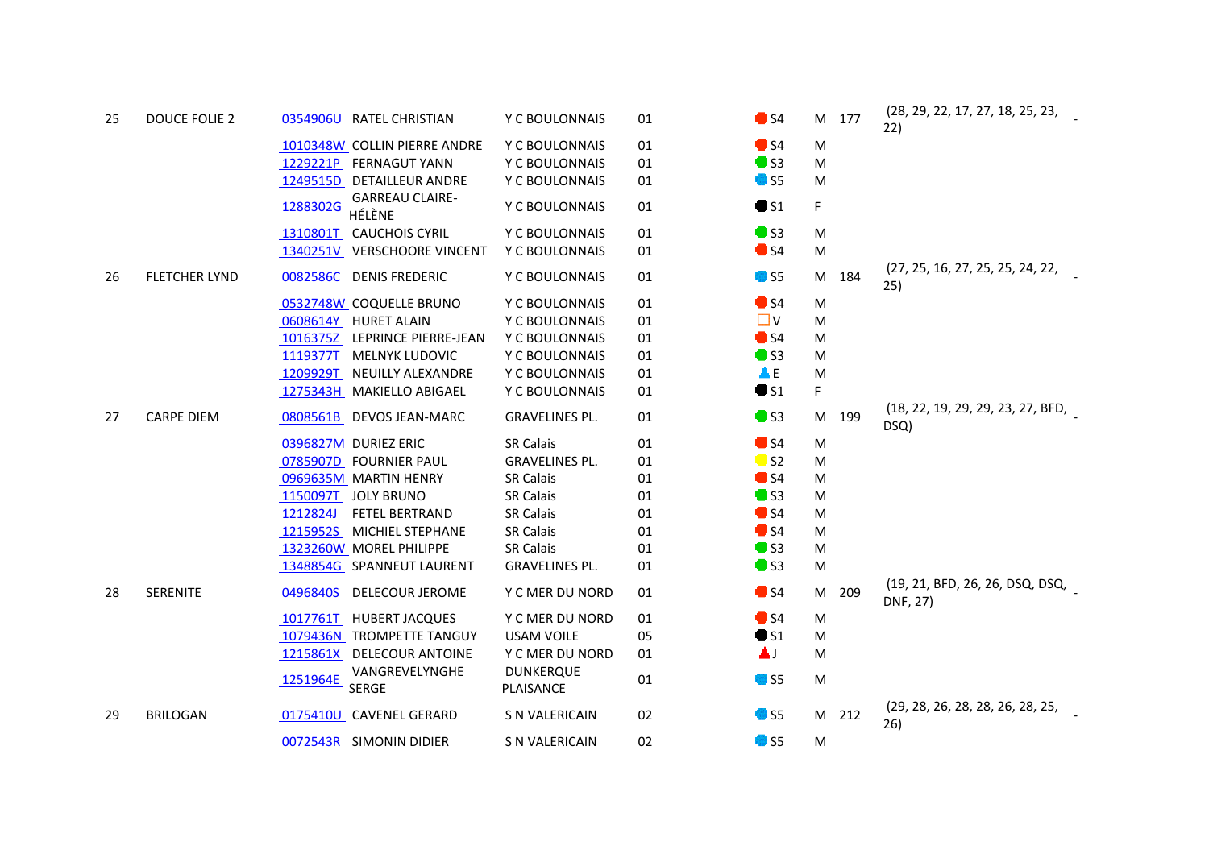| | | | | | | | | | | |
|---|---|---|---|---|---|---|---|---|---|---|
| 25 | DOUCE FOLIE 2 | 0354906U | RATEL CHRISTIAN | Y C BOULONNAIS | 01 | S4 | M | 177 | (28, 29, 22, 17, 27, 18, 25, 23, 22) | - |
| | | 1010348W | COLLIN PIERRE ANDRE | Y C BOULONNAIS | 01 | S4 | M | | | |
| | | 1229221P | FERNAGUT YANN | Y C BOULONNAIS | 01 | S3 | M | | | |
| | | 1249515D | DETAILLEUR ANDRE | Y C BOULONNAIS | 01 | S5 | M | | | |
| | | 1288302G | GARREAU CLAIRE-HÉLÈNE | Y C BOULONNAIS | 01 | S1 | F | | | |
| | | 1310801T | CAUCHOIS CYRIL | Y C BOULONNAIS | 01 | S3 | M | | | |
| | | 1340251V | VERSCHOORE VINCENT | Y C BOULONNAIS | 01 | S4 | M | | | |
| 26 | FLETCHER LYND | 0082586C | DENIS FREDERIC | Y C BOULONNAIS | 01 | S5 | M | 184 | (27, 25, 16, 27, 25, 25, 24, 22, 25) | - |
| | | 0532748W | COQUELLE BRUNO | Y C BOULONNAIS | 01 | S4 | M | | | |
| | | 0608614Y | HURET ALAIN | Y C BOULONNAIS | 01 | V | M | | | |
| | | 1016375Z | LEPRINCE PIERRE-JEAN | Y C BOULONNAIS | 01 | S4 | M | | | |
| | | 1119377T | MELNYK LUDOVIC | Y C BOULONNAIS | 01 | S3 | M | | | |
| | | 1209929T | NEUILLY ALEXANDRE | Y C BOULONNAIS | 01 | E | M | | | |
| | | 1275343H | MAKIELLO ABIGAEL | Y C BOULONNAIS | 01 | S1 | F | | | |
| 27 | CARPE DIEM | 0808561B | DEVOS JEAN-MARC | GRAVELINES PL. | 01 | S3 | M | 199 | (18, 22, 19, 29, 29, 23, 27, BFD, DSQ) | - |
| | | 0396827M | DURIEZ ERIC | SR Calais | 01 | S4 | M | | | |
| | | 0785907D | FOURNIER PAUL | GRAVELINES PL. | 01 | S2 | M | | | |
| | | 0969635M | MARTIN HENRY | SR Calais | 01 | S4 | M | | | |
| | | 1150097T | JOLY BRUNO | SR Calais | 01 | S3 | M | | | |
| | | 1212824J | FETEL BERTRAND | SR Calais | 01 | S4 | M | | | |
| | | 1215952S | MICHIEL STEPHANE | SR Calais | 01 | S4 | M | | | |
| | | 1323260W | MOREL PHILIPPE | SR Calais | 01 | S3 | M | | | |
| | | 1348854G | SPANNEUT LAURENT | GRAVELINES PL. | 01 | S3 | M | | | |
| 28 | SERENITE | 0496840S | DELECOUR JEROME | Y C MER DU NORD | 01 | S4 | M | 209 | (19, 21, BFD, 26, 26, DSQ, DSQ, DNF, 27) | - |
| | | 1017761T | HUBERT JACQUES | Y C MER DU NORD | 01 | S4 | M | | | |
| | | 1079436N | TROMPETTE TANGUY | USAM VOILE | 05 | S1 | M | | | |
| | | 1215861X | DELECOUR ANTOINE | Y C MER DU NORD | 01 | J | M | | | |
| | | 1251964E | VANGREVELYNGHE SERGE | DUNKERQUE PLAISANCE | 01 | S5 | M | | | |
| 29 | BRILOGAN | 0175410U | CAVENEL GERARD | S N VALERICAIN | 02 | S5 | M | 212 | (29, 28, 26, 28, 28, 26, 28, 25, 26) | - |
| | | 0072543R | SIMONIN DIDIER | S N VALERICAIN | 02 | S5 | M | | | |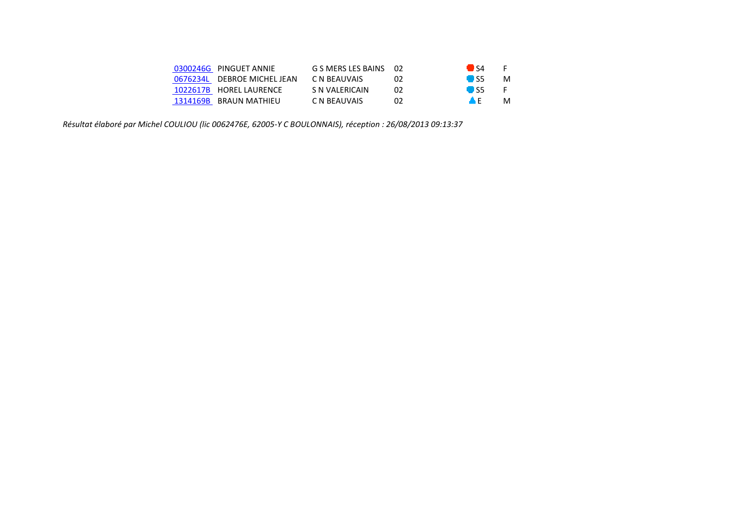| | | | | | |
|---|---|---|---|---|---|
| 0300246G | PINGUET ANNIE | G S MERS LES BAINS | 02 | S4 | F |
| 0676234L | DEBROE MICHEL JEAN | C N BEAUVAIS | 02 | S5 | M |
| 1022617B | HOREL LAURENCE | S N VALERICAIN | 02 | S5 | F |
| 1314169B | BRAUN MATHIEU | C N BEAUVAIS | 02 | E | M |

*Résultat élaboré par Michel COULIOU (lic 0062476E, 62005-Y C BOULONNAIS), réception : 26/08/2013 09:13:37*